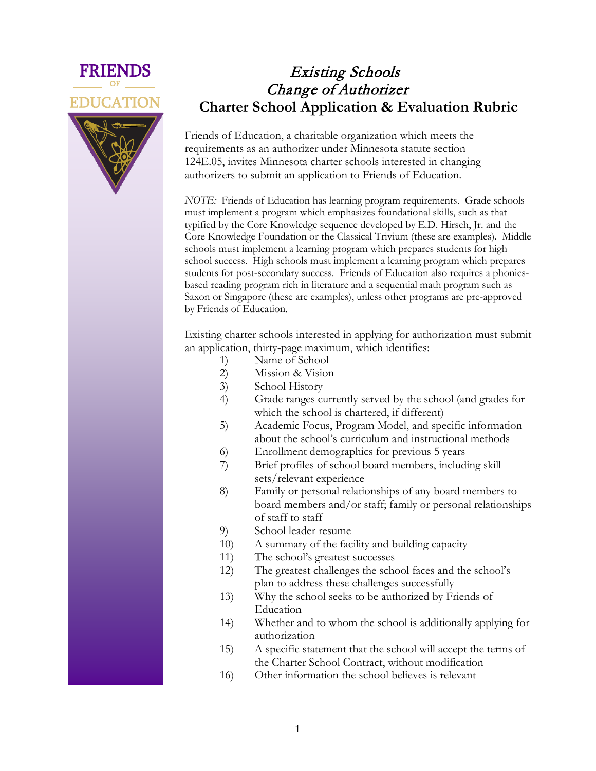FRIENDS OF EDUCATION

# *Existing Schools*
# *Change of Authorizer*
# **Charter School Application & Evaluation Rubric**

Friends of Education, a charitable organization which meets the requirements as an authorizer under Minnesota statute section 124E.05, invites Minnesota charter schools interested in changing authorizers to submit an application to Friends of Education.

*NOTE:* Friends of Education has learning program requirements. Grade schools must implement a program which emphasizes foundational skills, such as that typified by the Core Knowledge sequence developed by E.D. Hirsch, Jr. and the Core Knowledge Foundation or the Classical Trivium (these are examples). Middle schools must implement a learning program which prepares students for high school success. High schools must implement a learning program which prepares students for post-secondary success. Friends of Education also requires a phonics-based reading program rich in literature and a sequential math program such as Saxon or Singapore (these are examples), unless other programs are pre-approved by Friends of Education.

Existing charter schools interested in applying for authorization must submit an application, thirty-page maximum, which identifies:

1) Name of School
2) Mission & Vision
3) School History
4) Grade ranges currently served by the school (and grades for which the school is chartered, if different)
5) Academic Focus, Program Model, and specific information about the school's curriculum and instructional methods
6) Enrollment demographics for previous 5 years
7) Brief profiles of school board members, including skill sets/relevant experience
8) Family or personal relationships of any board members to board members and/or staff; family or personal relationships of staff to staff
9) School leader resume
10) A summary of the facility and building capacity
11) The school's greatest successes
12) The greatest challenges the school faces and the school's plan to address these challenges successfully
13) Why the school seeks to be authorized by Friends of Education
14) Whether and to whom the school is additionally applying for authorization
15) A specific statement that the school will accept the terms of the Charter School Contract, without modification
16) Other information the school believes is relevant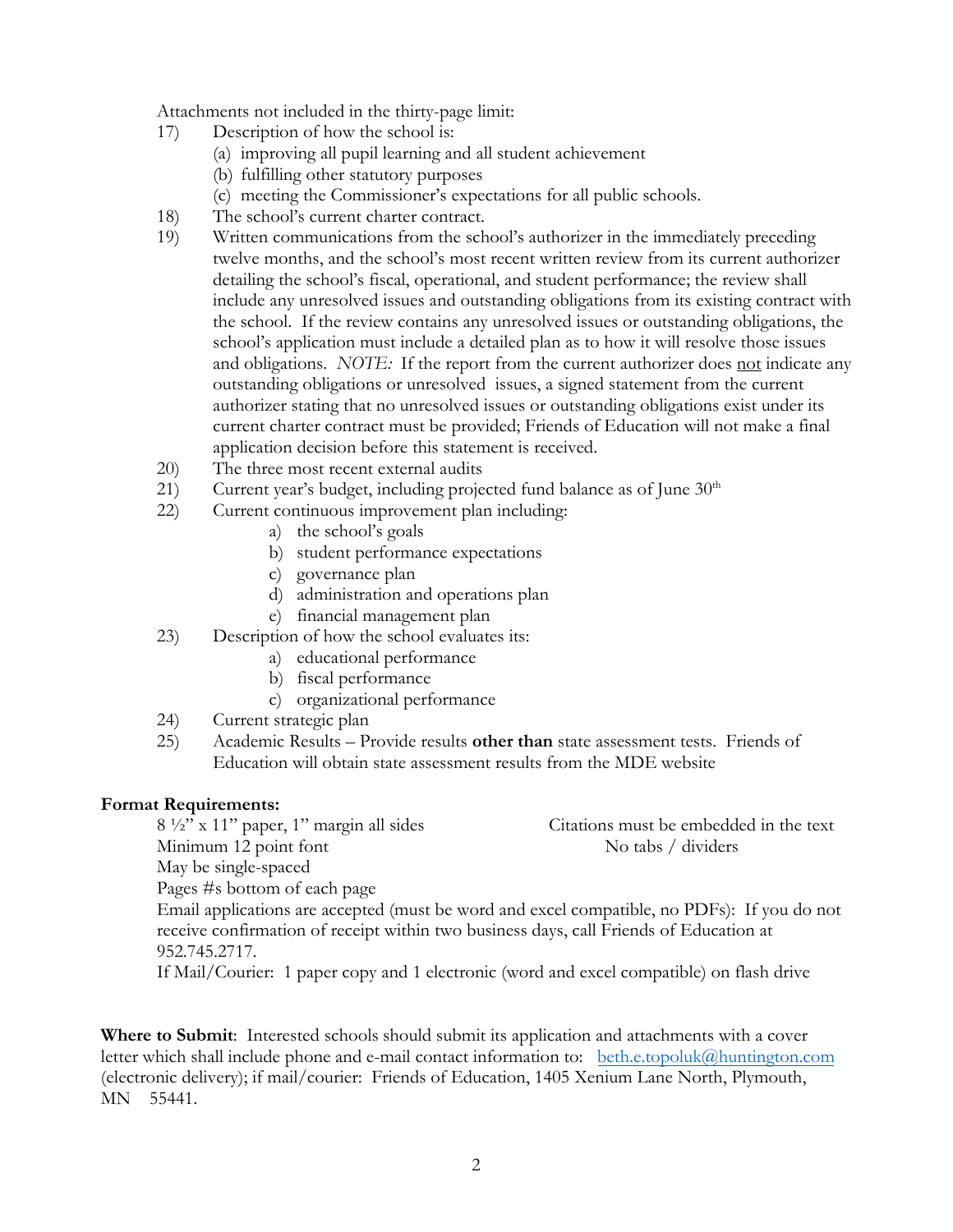Attachments not included in the thirty-page limit:

17) Description of how the school is:
    (a) improving all pupil learning and all student achievement
    (b) fulfilling other statutory purposes
    (c) meeting the Commissioner's expectations for all public schools.
18) The school's current charter contract.
19) Written communications from the school's authorizer in the immediately preceding twelve months, and the school's most recent written review from its current authorizer detailing the school's fiscal, operational, and student performance; the review shall include any unresolved issues and outstanding obligations from its existing contract with the school. If the review contains any unresolved issues or outstanding obligations, the school's application must include a detailed plan as to how it will resolve those issues and obligations. *NOTE:* If the report from the current authorizer does <u>not</u> indicate any outstanding obligations or unresolved issues, a signed statement from the current authorizer stating that no unresolved issues or outstanding obligations exist under its current charter contract must be provided; Friends of Education will not make a final application decision before this statement is received.
20) The three most recent external audits
21) Current year's budget, including projected fund balance as of June 30th
22) Current continuous improvement plan including:
    a) the school's goals
    b) student performance expectations
    c) governance plan
    d) administration and operations plan
    e) financial management plan
23) Description of how the school evaluates its:
    a) educational performance
    b) fiscal performance
    c) organizational performance
24) Current strategic plan
25) Academic Results – Provide results **other than** state assessment tests. Friends of Education will obtain state assessment results from the MDE website

**Format Requirements:**

8 ½" x 11" paper, 1" margin all sides
Minimum 12 point font
May be single-spaced
Pages #s bottom of each page
Citations must be embedded in the text
No tabs / dividers

Email applications are accepted (must be word and excel compatible, no PDFs): If you do not receive confirmation of receipt within two business days, call Friends of Education at 952.745.2717.

If Mail/Courier: 1 paper copy and 1 electronic (word and excel compatible) on flash drive

**Where to Submit**: Interested schools should submit its application and attachments with a cover letter which shall include phone and e-mail contact information to: beth.e.topoluk@huntington.com (electronic delivery); if mail/courier: Friends of Education, 1405 Xenium Lane North, Plymouth, MN 55441.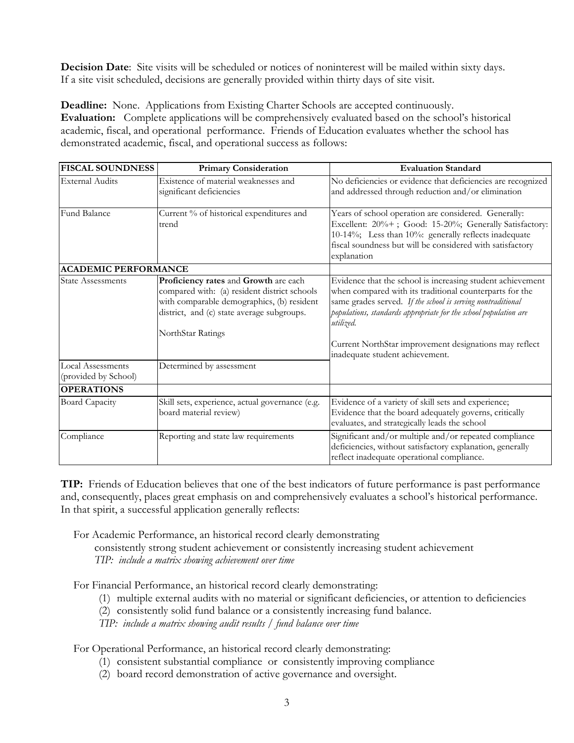**Decision Date**: Site visits will be scheduled or notices of noninterest will be mailed within sixty days. If a site visit scheduled, decisions are generally provided within thirty days of site visit.

**Deadline:** None. Applications from Existing Charter Schools are accepted continuously.
**Evaluation:** Complete applications will be comprehensively evaluated based on the school's historical academic, fiscal, and operational performance. Friends of Education evaluates whether the school has demonstrated academic, fiscal, and operational success as follows:

| FISCAL SOUNDNESS | Primary Consideration | Evaluation Standard |
|---|---|---|
| External Audits | Existence of material weaknesses and significant deficiencies | No deficiencies or evidence that deficiencies are recognized and addressed through reduction and/or elimination |
| Fund Balance | Current % of historical expenditures and trend | Years of school operation are considered. Generally: Excellent: 20%+ ; Good: 15-20%; Generally Satisfactory: 10-14%; Less than 10%: generally reflects inadequate fiscal soundness but will be considered with satisfactory explanation |
| **ACADEMIC PERFORMANCE** | | |
| State Assessments | **Proficiency rates** and **Growth** are each compared with: (a) resident district schools with comparable demographics, (b) resident district, and (c) state average subgroups.<br><br>NorthStar Ratings | Evidence that the school is increasing student achievement when compared with its traditional counterparts for the same grades served. *If the school is serving nontraditional populations, standards appropriate for the school population are utilized.*<br><br>Current NorthStar improvement designations may reflect inadequate student achievement. |
| Local Assessments (provided by School) | Determined by assessment | |
| **OPERATIONS** | | |
| Board Capacity | Skill sets, experience, actual governance (e.g. board material review) | Evidence of a variety of skill sets and experience; Evidence that the board adequately governs, critically evaluates, and strategically leads the school |
| Compliance | Reporting and state law requirements | Significant and/or multiple and/or repeated compliance deficiencies, without satisfactory explanation, generally reflect inadequate operational compliance. |

**TIP:** Friends of Education believes that one of the best indicators of future performance is past performance and, consequently, places great emphasis on and comprehensively evaluates a school's historical performance. In that spirit, a successful application generally reflects:

For Academic Performance, an historical record clearly demonstrating
consistently strong student achievement or consistently increasing student achievement
*TIP: include a matrix showing achievement over time*

For Financial Performance, an historical record clearly demonstrating:
(1) multiple external audits with no material or significant deficiencies, or attention to deficiencies
(2) consistently solid fund balance or a consistently increasing fund balance.
*TIP: include a matrix showing audit results / fund balance over time*

For Operational Performance, an historical record clearly demonstrating:
(1) consistent substantial compliance or consistently improving compliance
(2) board record demonstration of active governance and oversight.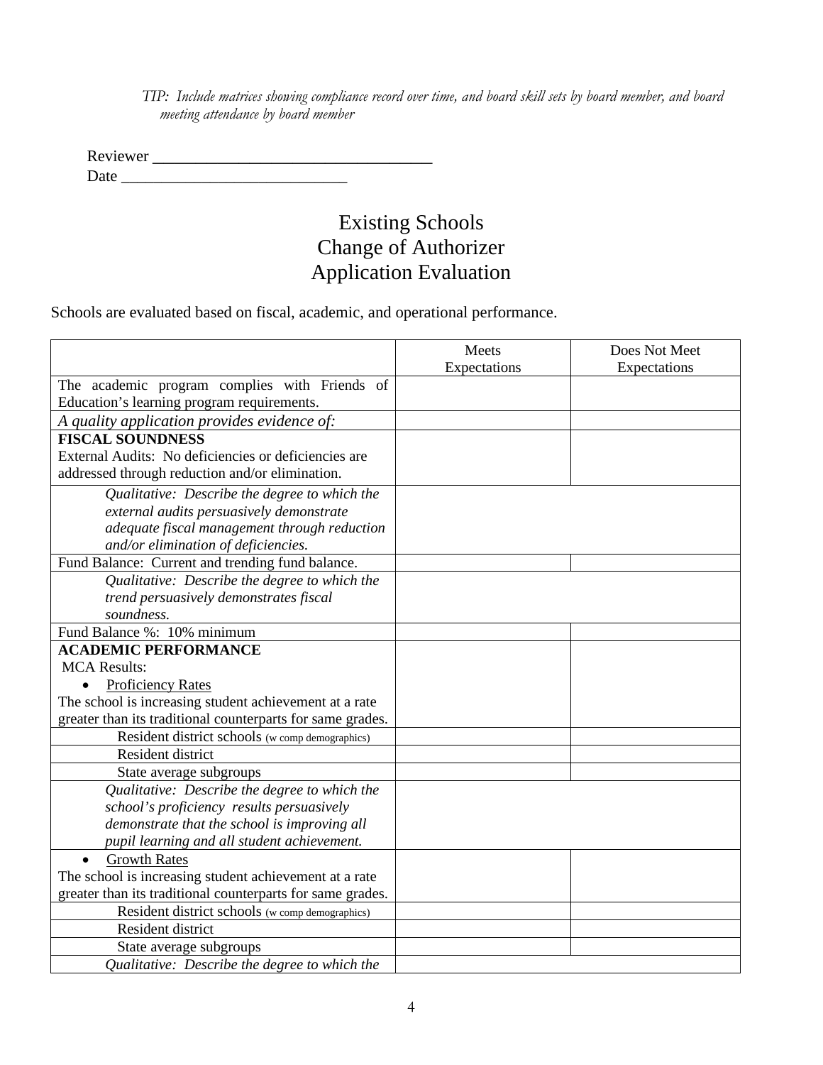*TIP: Include matrices showing compliance record over time, and board skill sets by board member, and board meeting attendance by board member*

Reviewer ___________________________________
Date ____________________________

# Existing Schools
# Change of Authorizer
# Application Evaluation

Schools are evaluated based on fiscal, academic, and operational performance.

| | Meets Expectations | Does Not Meet Expectations |
|---|---|---|
| The academic program complies with Friends of Education's learning program requirements. | | |
| *A quality application provides evidence of:* | | |
| **FISCAL SOUNDNESS**<br>External Audits: No deficiencies or deficiencies are addressed through reduction and/or elimination. | | |
| *Qualitative: Describe the degree to which the external audits persuasively demonstrate adequate fiscal management through reduction and/or elimination of deficiencies.* | | |
| Fund Balance: Current and trending fund balance. | | |
| *Qualitative: Describe the degree to which the trend persuasively demonstrates fiscal soundness.* | | |
| Fund Balance %: 10% minimum | | |
| **ACADEMIC PERFORMANCE**<br>MCA Results:<br>• Proficiency Rates<br>The school is increasing student achievement at a rate greater than its traditional counterparts for same grades. | | |
| Resident district schools (w comp demographics) | | |
| Resident district | | |
| State average subgroups | | |
| *Qualitative: Describe the degree to which the school's proficiency results persuasively demonstrate that the school is improving all pupil learning and all student achievement.* | | |
| • Growth Rates<br>The school is increasing student achievement at a rate greater than its traditional counterparts for same grades. | | |
| Resident district schools (w comp demographics) | | |
| Resident district | | |
| State average subgroups | | |
| *Qualitative: Describe the degree to which the* | | |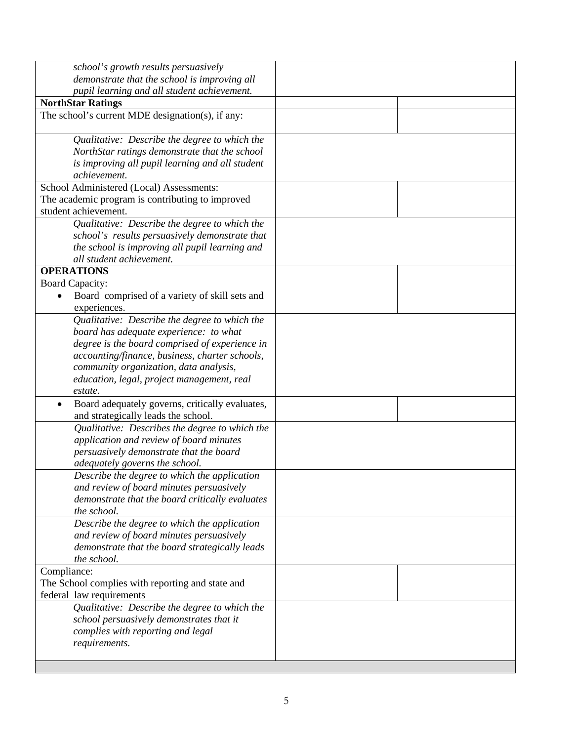| | | |
|---|---|---|
| *school's growth results persuasively demonstrate that the school is improving all pupil learning and all student achievement.* | | |
| **NorthStar Ratings** | | |
| The school's current MDE designation(s), if any: | | |
| *Qualitative: Describe the degree to which the NorthStar ratings demonstrate that the school is improving all pupil learning and all student achievement.* | | |
| School Administered (Local) Assessments: The academic program is contributing to improved student achievement. | | |
| *Qualitative: Describe the degree to which the school's results persuasively demonstrate that the school is improving all pupil learning and all student achievement.* | | |
| **OPERATIONS** Board Capacity: • Board comprised of a variety of skill sets and experiences. | | |
| *Qualitative: Describe the degree to which the board has adequate experience: to what degree is the board comprised of experience in accounting/finance, business, charter schools, community organization, data analysis, education, legal, project management, real estate.* | | |
| • Board adequately governs, critically evaluates, and strategically leads the school. | | |
| *Qualitative: Describes the degree to which the application and review of board minutes persuasively demonstrate that the board adequately governs the school.* | | |
| *Describe the degree to which the application and review of board minutes persuasively demonstrate that the board critically evaluates the school.* | | |
| *Describe the degree to which the application and review of board minutes persuasively demonstrate that the board strategically leads the school.* | | |
| Compliance: The School complies with reporting and state and federal law requirements | | |
| *Qualitative: Describe the degree to which the school persuasively demonstrates that it complies with reporting and legal requirements.* | | |
| | | |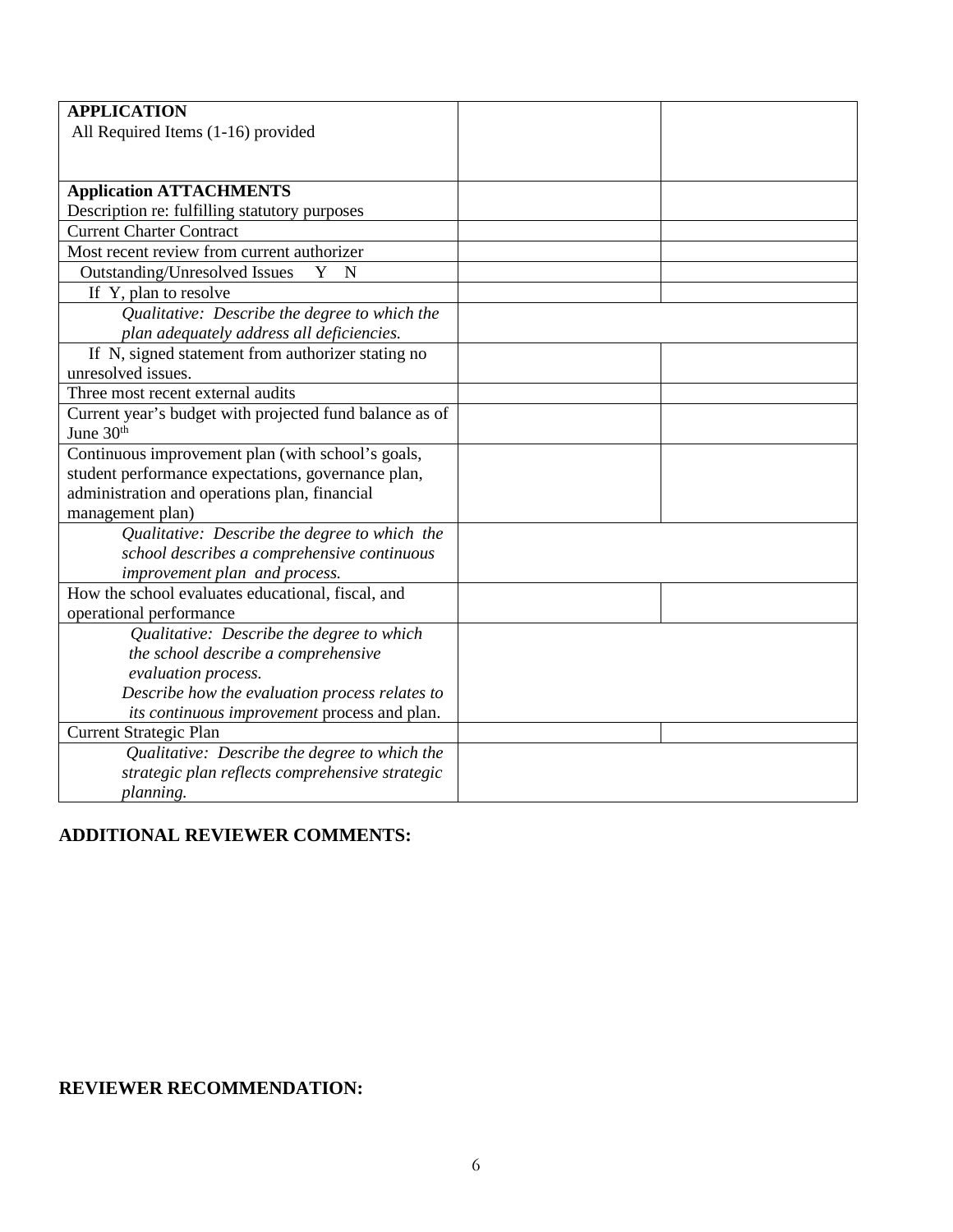| | | |
|---|---|---|
| **APPLICATION**<br>All Required Items (1-16) provided | | |
| **Application ATTACHMENTS**<br>Description re: fulfilling statutory purposes | | |
| Current Charter Contract | | |
| Most recent review from current authorizer | | |
| Outstanding/Unresolved Issues Y N | | |
| If Y, plan to resolve | | |
| *Qualitative: Describe the degree to which the plan adequately address all deficiencies.* | | |
| If N, signed statement from authorizer stating no unresolved issues. | | |
| Three most recent external audits | | |
| Current year's budget with projected fund balance as of June 30th | | |
| Continuous improvement plan (with school's goals, student performance expectations, governance plan, administration and operations plan, financial management plan) | | |
| *Qualitative: Describe the degree to which the school describes a comprehensive continuous improvement plan and process.* | | |
| How the school evaluates educational, fiscal, and operational performance | | |
| *Qualitative: Describe the degree to which the school describe a comprehensive evaluation process.*<br>*Describe how the evaluation process relates to its continuous improvement* process and plan. | | |
| Current Strategic Plan | | |
| *Qualitative: Describe the degree to which the strategic plan reflects comprehensive strategic planning.* | | |

**ADDITIONAL REVIEWER COMMENTS:**

**REVIEWER RECOMMENDATION:**